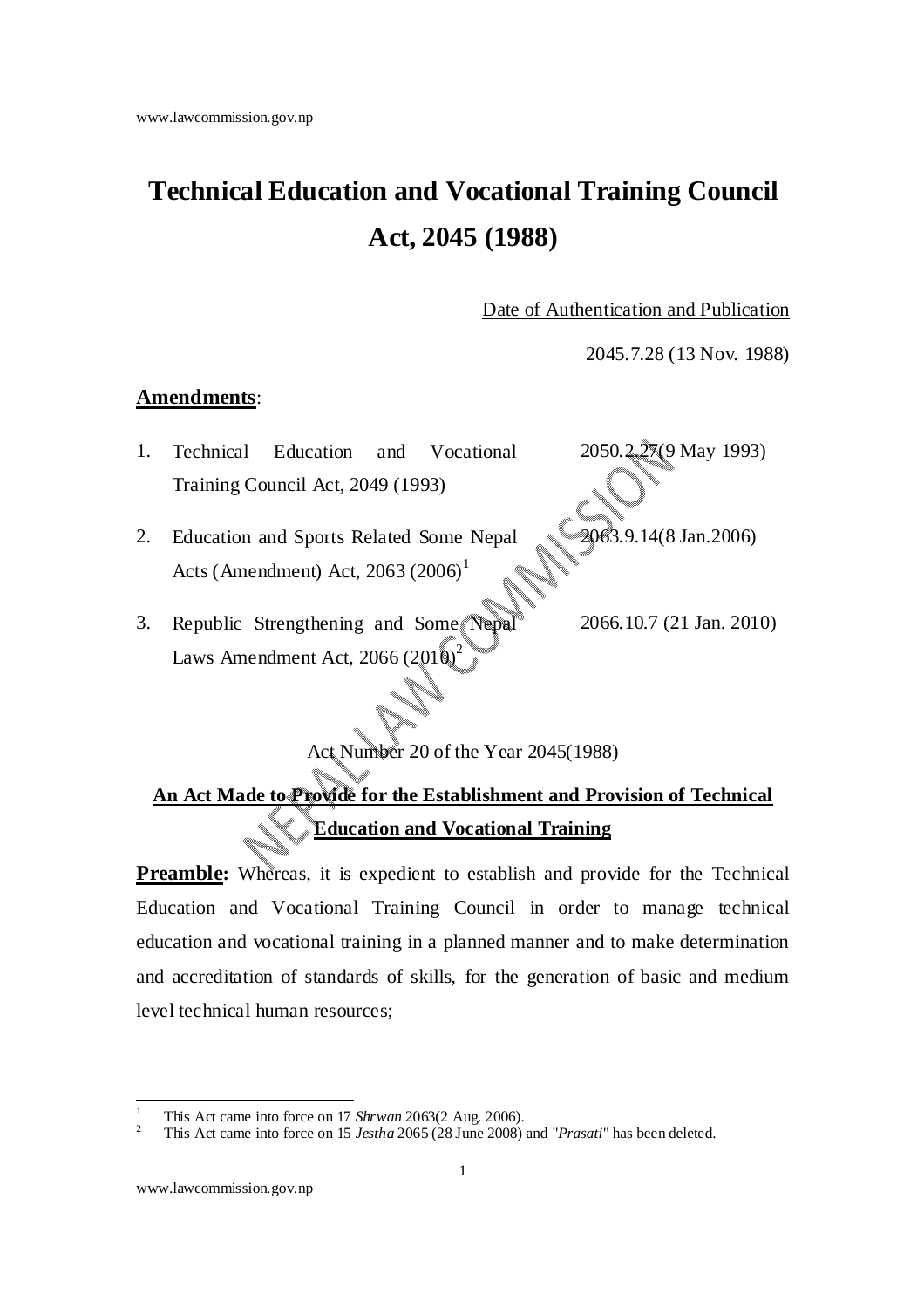# Technical Education and Vocational Training Council Act, 2045 (1988)

Date of Authentication and Publication

2045.7.28 (13 Nov. 1988)

**Amendments**:

| | Amendment | Date |
|---|---|---|
| 1. | Technical Education and Vocational Training Council Act, 2049 (1993) | 2050.2.27(9 May 1993) |
| 2. | Education and Sports Related Some Nepal Acts (Amendment) Act, 2063 (2006)[1] | 2063.9.14(8 Jan.2006) |
| 3. | Republic Strengthening and Some Nepal Laws Amendment Act, 2066 (2010)[2] | 2066.10.7 (21 Jan. 2010) |

Act Number 20 of the Year 2045(1988)

## An Act Made to Provide for the Establishment and Provision of Technical Education and Vocational Training

**Preamble:** Whereas, it is expedient to establish and provide for the Technical Education and Vocational Training Council in order to manage technical education and vocational training in a planned manner and to make determination and accreditation of standards of skills, for the generation of basic and medium level technical human resources;

---

[1] This Act came into force on 17 *Shrwan* 2063(2 Aug. 2006).

[2] This Act came into force on 15 *Jestha* 2065 (28 June 2008) and "*Prasati*" has been deleted.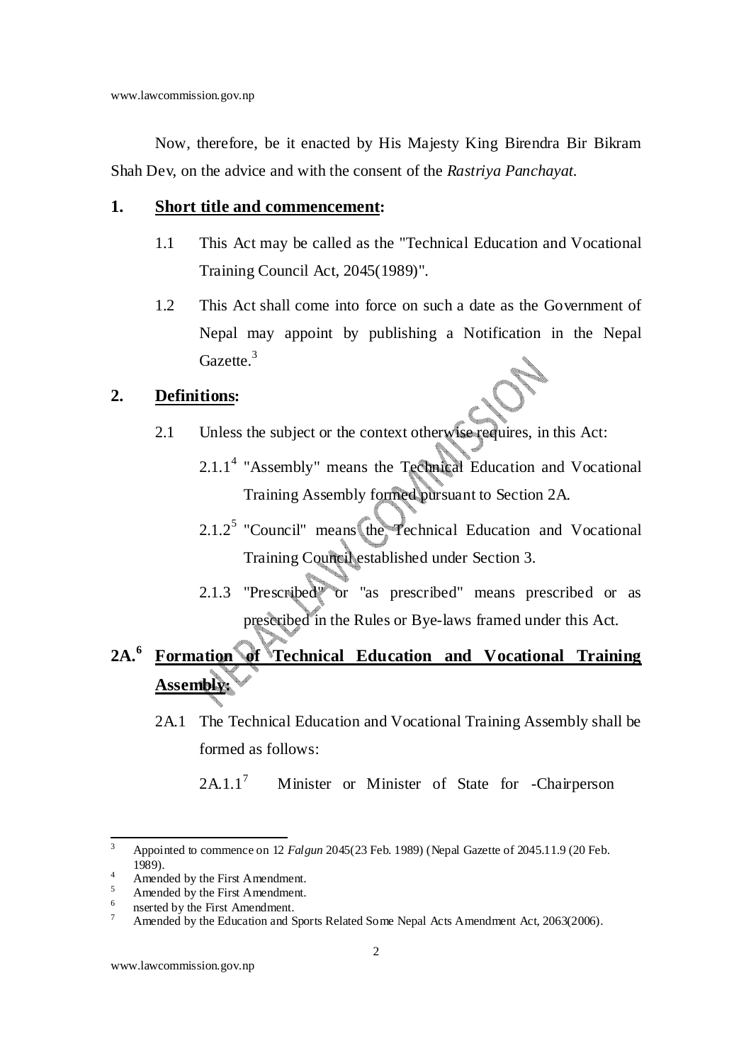Now, therefore, be it enacted by His Majesty King Birendra Bir Bikram Shah Dev, on the advice and with the consent of the *Rastriya Panchayat*.

**1. Short title and commencement:**

1.1 This Act may be called as the "Technical Education and Vocational Training Council Act, 2045(1989)".

1.2 This Act shall come into force on such a date as the Government of Nepal may appoint by publishing a Notification in the Nepal Gazette.[3]

**2. Definitions:**

2.1 Unless the subject or the context otherwise requires, in this Act:

2.1.1[4] "Assembly" means the Technical Education and Vocational Training Assembly formed pursuant to Section 2A.

2.1.2[5] "Council" means the Technical Education and Vocational Training Council established under Section 3.

2.1.3 "Prescribed" or "as prescribed" means prescribed or as prescribed in the Rules or Bye-laws framed under this Act.

**2A.[6] Formation of Technical Education and Vocational Training Assembly:**

2A.1 The Technical Education and Vocational Training Assembly shall be formed as follows:

2A.1.1[7] Minister or Minister of State for -Chairperson

---

[3] Appointed to commence on 12 *Falgun* 2045(23 Feb. 1989) (Nepal Gazette of 2045.11.9 (20 Feb. 1989).

[4] Amended by the First Amendment.

[5] Amended by the First Amendment.

[6] nserted by the First Amendment.

[7] Amended by the Education and Sports Related Some Nepal Acts Amendment Act, 2063(2006).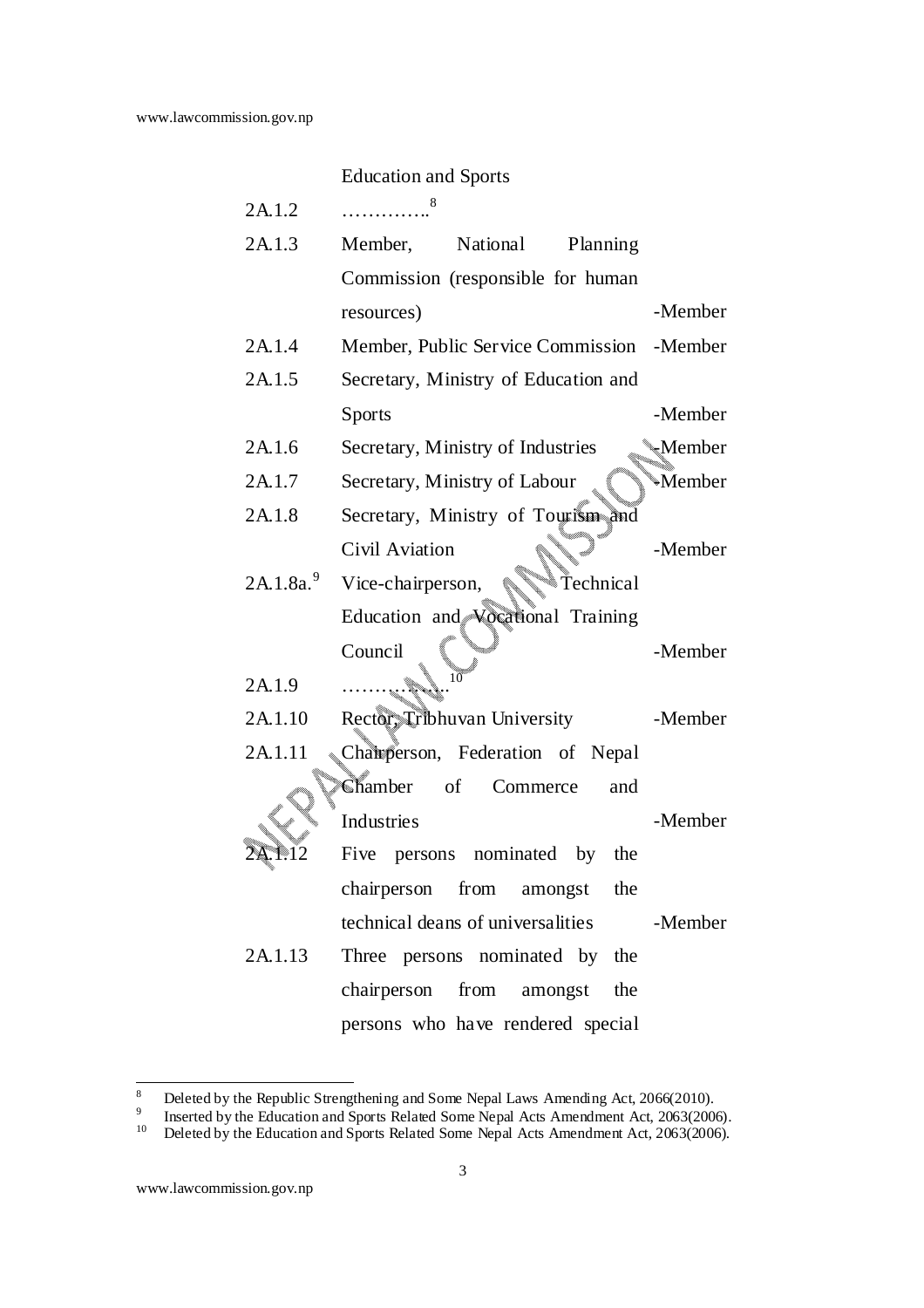| | | |
|---|---|---|
| | Education and Sports | |
| 2A.1.2 | …………..[8] | |
| 2A.1.3 | Member, National Planning Commission (responsible for human resources) | -Member |
| 2A.1.4 | Member, Public Service Commission | -Member |
| 2A.1.5 | Secretary, Ministry of Education and Sports | -Member |
| 2A.1.6 | Secretary, Ministry of Industries | -Member |
| 2A.1.7 | Secretary, Ministry of Labour | -Member |
| 2A.1.8 | Secretary, Ministry of Tourism and Civil Aviation | -Member |
| 2A.1.8a.[9] | Vice-chairperson, Technical Education and Vocational Training Council | -Member |
| 2A.1.9 | ……………..[10] | |
| 2A.1.10 | Rector, Tribhuvan University | -Member |
| 2A.1.11 | Chairperson, Federation of Nepal Chamber of Commerce and Industries | -Member |
| 2A.1.12 | Five persons nominated by the chairperson from amongst the technical deans of universalities | -Member |
| 2A.1.13 | Three persons nominated by the chairperson from amongst the persons who have rendered special | |

---

[8] Deleted by the Republic Strengthening and Some Nepal Laws Amending Act, 2066(2010).

[9] Inserted by the Education and Sports Related Some Nepal Acts Amendment Act, 2063(2006).

[10] Deleted by the Education and Sports Related Some Nepal Acts Amendment Act, 2063(2006).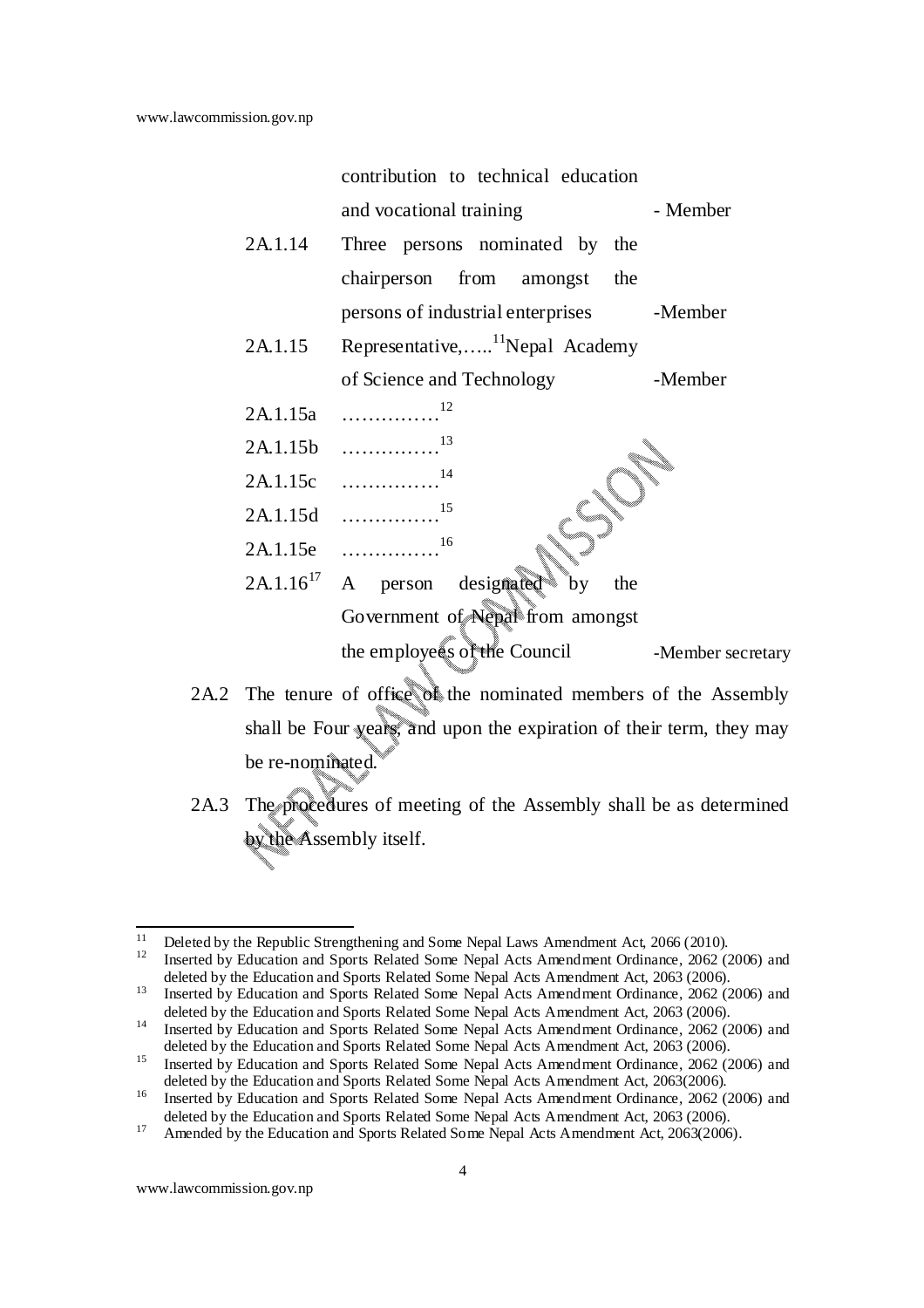contribution to technical education and vocational training - Member

2A.1.14 Three persons nominated by the chairperson from amongst the persons of industrial enterprises -Member

2A.1.15 Representative,…..[11]Nepal Academy of Science and Technology -Member

2A.1.15a ……………[12]

2A.1.15b ……………[13]

2A.1.15c ……………[14]

2A.1.15d ……………[15]

2A.1.15e ……………[16]

2A.1.16[17] A person designated by the Government of Nepal from amongst the employees of the Council -Member secretary

2A.2 The tenure of office of the nominated members of the Assembly shall be Four years, and upon the expiration of their term, they may be re-nominated.

2A.3 The procedures of meeting of the Assembly shall be as determined by the Assembly itself.

---

[11] Deleted by the Republic Strengthening and Some Nepal Laws Amendment Act, 2066 (2010).

[12] Inserted by Education and Sports Related Some Nepal Acts Amendment Ordinance, 2062 (2006) and deleted by the Education and Sports Related Some Nepal Acts Amendment Act, 2063 (2006).

[13] Inserted by Education and Sports Related Some Nepal Acts Amendment Ordinance, 2062 (2006) and deleted by the Education and Sports Related Some Nepal Acts Amendment Act, 2063 (2006).

[14] Inserted by Education and Sports Related Some Nepal Acts Amendment Ordinance, 2062 (2006) and deleted by the Education and Sports Related Some Nepal Acts Amendment Act, 2063 (2006).

[15] Inserted by Education and Sports Related Some Nepal Acts Amendment Ordinance, 2062 (2006) and deleted by the Education and Sports Related Some Nepal Acts Amendment Act, 2063(2006).

[16] Inserted by Education and Sports Related Some Nepal Acts Amendment Ordinance, 2062 (2006) and deleted by the Education and Sports Related Some Nepal Acts Amendment Act, 2063 (2006).

[17] Amended by the Education and Sports Related Some Nepal Acts Amendment Act, 2063(2006).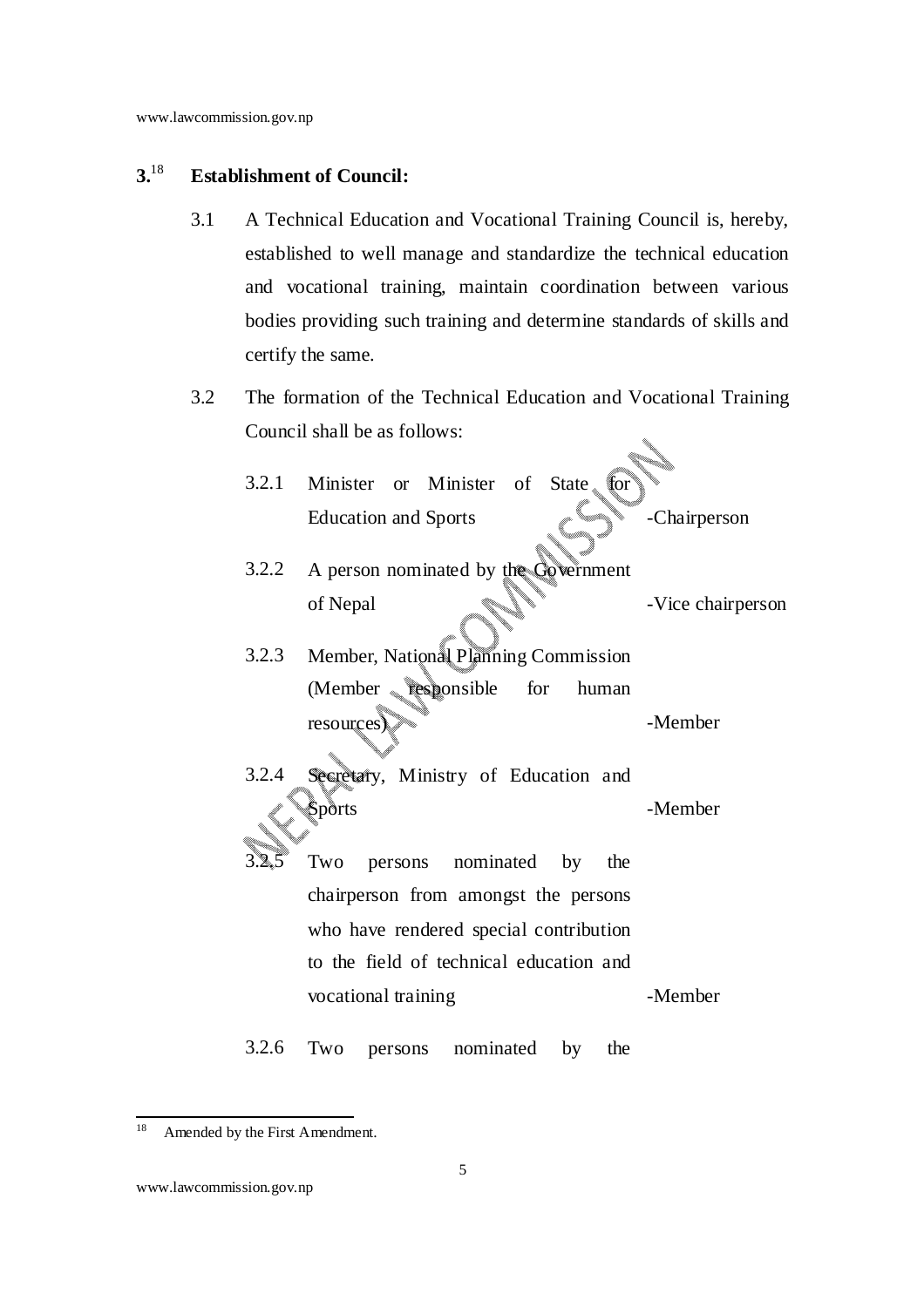**3.**[18] **Establishment of Council:**

3.1 A Technical Education and Vocational Training Council is, hereby, established to well manage and standardize the technical education and vocational training, maintain coordination between various bodies providing such training and determine standards of skills and certify the same.

3.2 The formation of the Technical Education and Vocational Training Council shall be as follows:

3.2.1 Minister or Minister of State for Education and Sports -Chairperson

3.2.2 A person nominated by the Government of Nepal -Vice chairperson

3.2.3 Member, National Planning Commission (Member responsible for human resources) -Member

3.2.4 Secretary, Ministry of Education and Sports -Member

3.2.5 Two persons nominated by the chairperson from amongst the persons who have rendered special contribution to the field of technical education and vocational training -Member

3.2.6 Two persons nominated by the

---

[18] Amended by the First Amendment.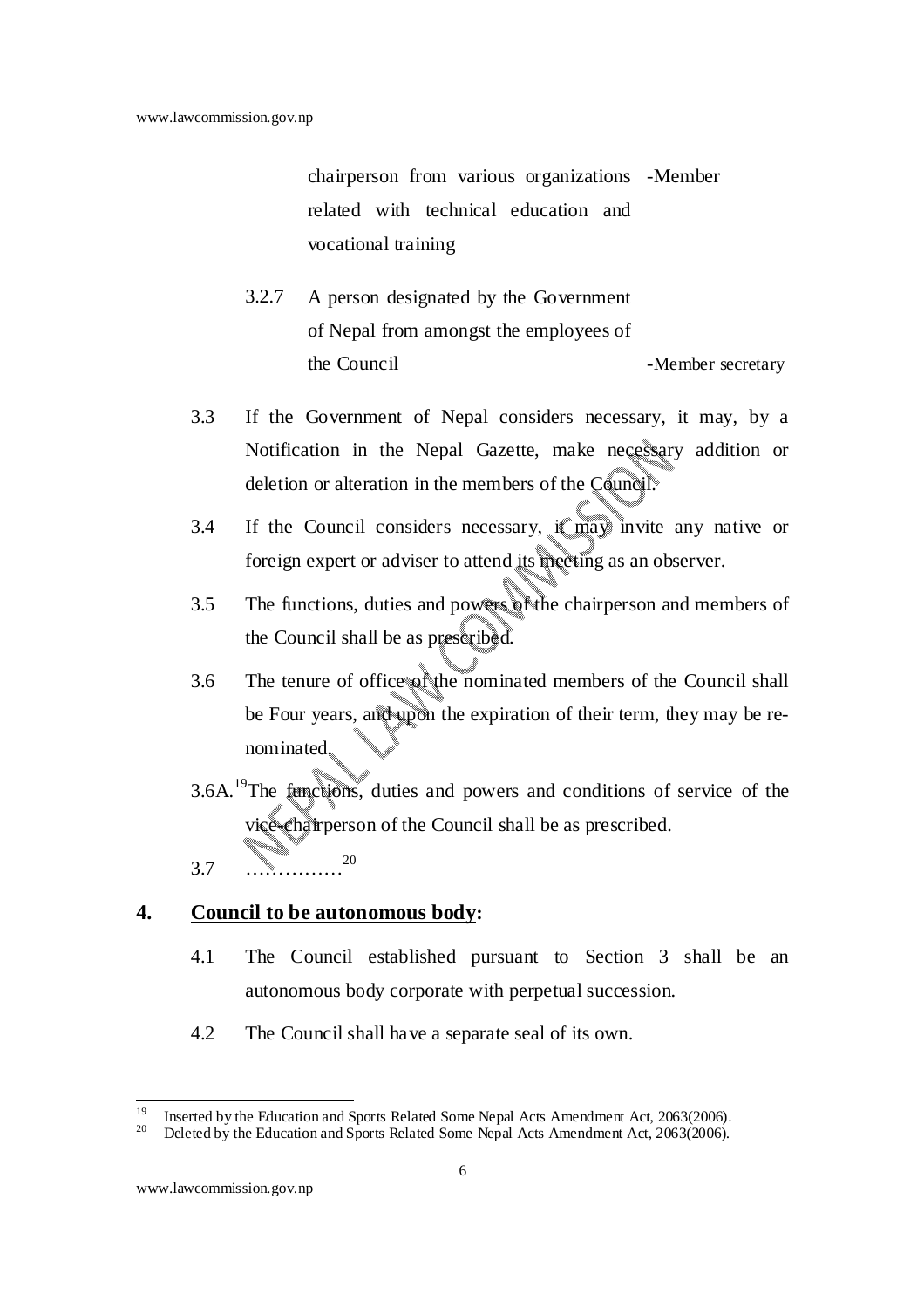chairperson from various organizations related with technical education and vocational training -Member

3.2.7 A person designated by the Government of Nepal from amongst the employees of the Council -Member secretary

3.3 If the Government of Nepal considers necessary, it may, by a Notification in the Nepal Gazette, make necessary addition or deletion or alteration in the members of the Council.

3.4 If the Council considers necessary, it may invite any native or foreign expert or adviser to attend its meeting as an observer.

3.5 The functions, duties and powers of the chairperson and members of the Council shall be as prescribed.

3.6 The tenure of office of the nominated members of the Council shall be Four years, and upon the expiration of their term, they may be re-nominated.

3.6A.[19]The functions, duties and powers and conditions of service of the vice-chairperson of the Council shall be as prescribed.

3.7 ……………[20]

## 4. Council to be autonomous body:

4.1 The Council established pursuant to Section 3 shall be an autonomous body corporate with perpetual succession.

4.2 The Council shall have a separate seal of its own.

---

[19] Inserted by the Education and Sports Related Some Nepal Acts Amendment Act, 2063(2006).

[20] Deleted by the Education and Sports Related Some Nepal Acts Amendment Act, 2063(2006).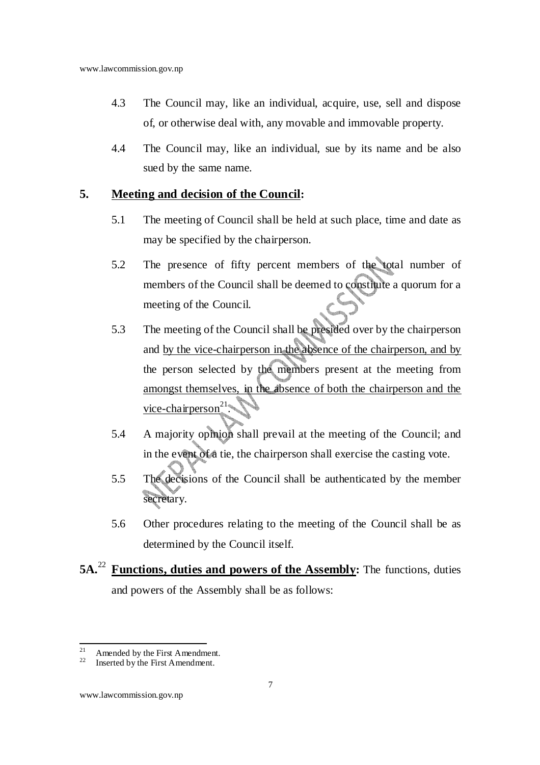4.3 The Council may, like an individual, acquire, use, sell and dispose of, or otherwise deal with, any movable and immovable property.

4.4 The Council may, like an individual, sue by its name and be also sued by the same name.

**5. Meeting and decision of the Council:**

5.1 The meeting of Council shall be held at such place, time and date as may be specified by the chairperson.

5.2 The presence of fifty percent members of the total number of members of the Council shall be deemed to constitute a quorum for a meeting of the Council.

5.3 The meeting of the Council shall be presided over by the chairperson and by the vice-chairperson in the absence of the chairperson, and by the person selected by the members present at the meeting from amongst themselves, in the absence of both the chairperson and the vice-chairperson[21].

5.4 A majority opinion shall prevail at the meeting of the Council; and in the event of a tie, the chairperson shall exercise the casting vote.

5.5 The decisions of the Council shall be authenticated by the member secretary.

5.6 Other procedures relating to the meeting of the Council shall be as determined by the Council itself.

**5A.**[22] **Functions, duties and powers of the Assembly:** The functions, duties and powers of the Assembly shall be as follows:

---

[21] Amended by the First Amendment.

[22] Inserted by the First Amendment.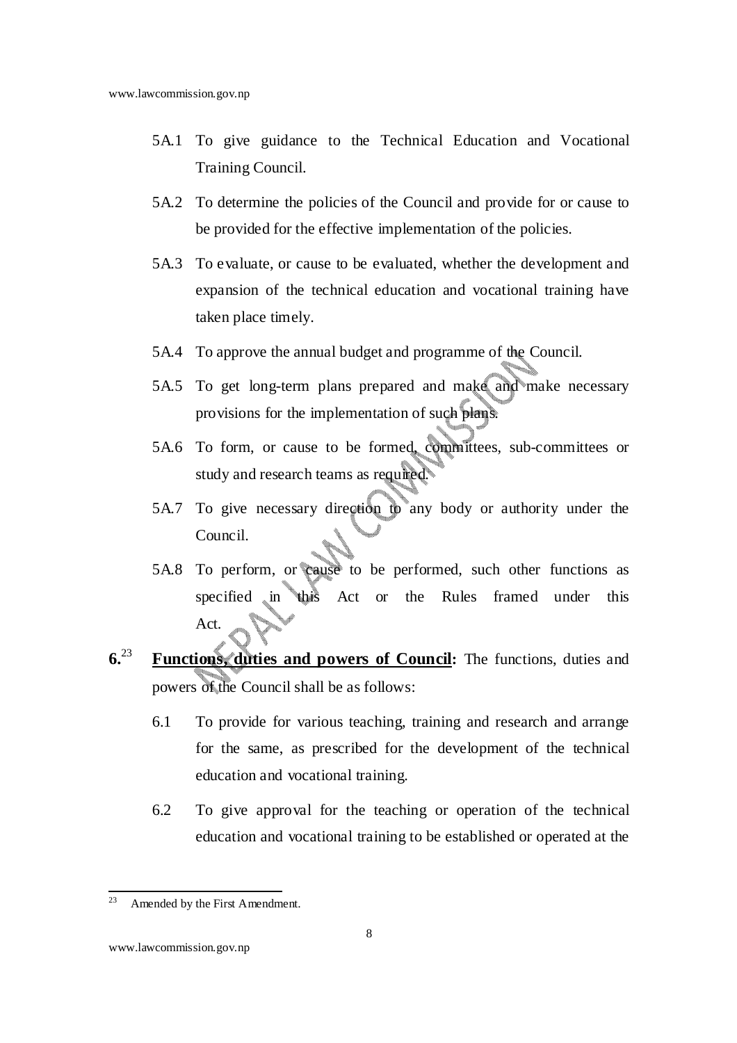5A.1 To give guidance to the Technical Education and Vocational Training Council.

5A.2 To determine the policies of the Council and provide for or cause to be provided for the effective implementation of the policies.

5A.3 To evaluate, or cause to be evaluated, whether the development and expansion of the technical education and vocational training have taken place timely.

5A.4 To approve the annual budget and programme of the Council.

5A.5 To get long-term plans prepared and make and make necessary provisions for the implementation of such plans.

5A.6 To form, or cause to be formed, committees, sub-committees or study and research teams as required.

5A.7 To give necessary direction to any body or authority under the Council.

5A.8 To perform, or cause to be performed, such other functions as specified in this Act or the Rules framed under this Act.

**6.**[23] **Functions, duties and powers of Council:** The functions, duties and powers of the Council shall be as follows:

6.1 To provide for various teaching, training and research and arrange for the same, as prescribed for the development of the technical education and vocational training.

6.2 To give approval for the teaching or operation of the technical education and vocational training to be established or operated at the

---

[23] Amended by the First Amendment.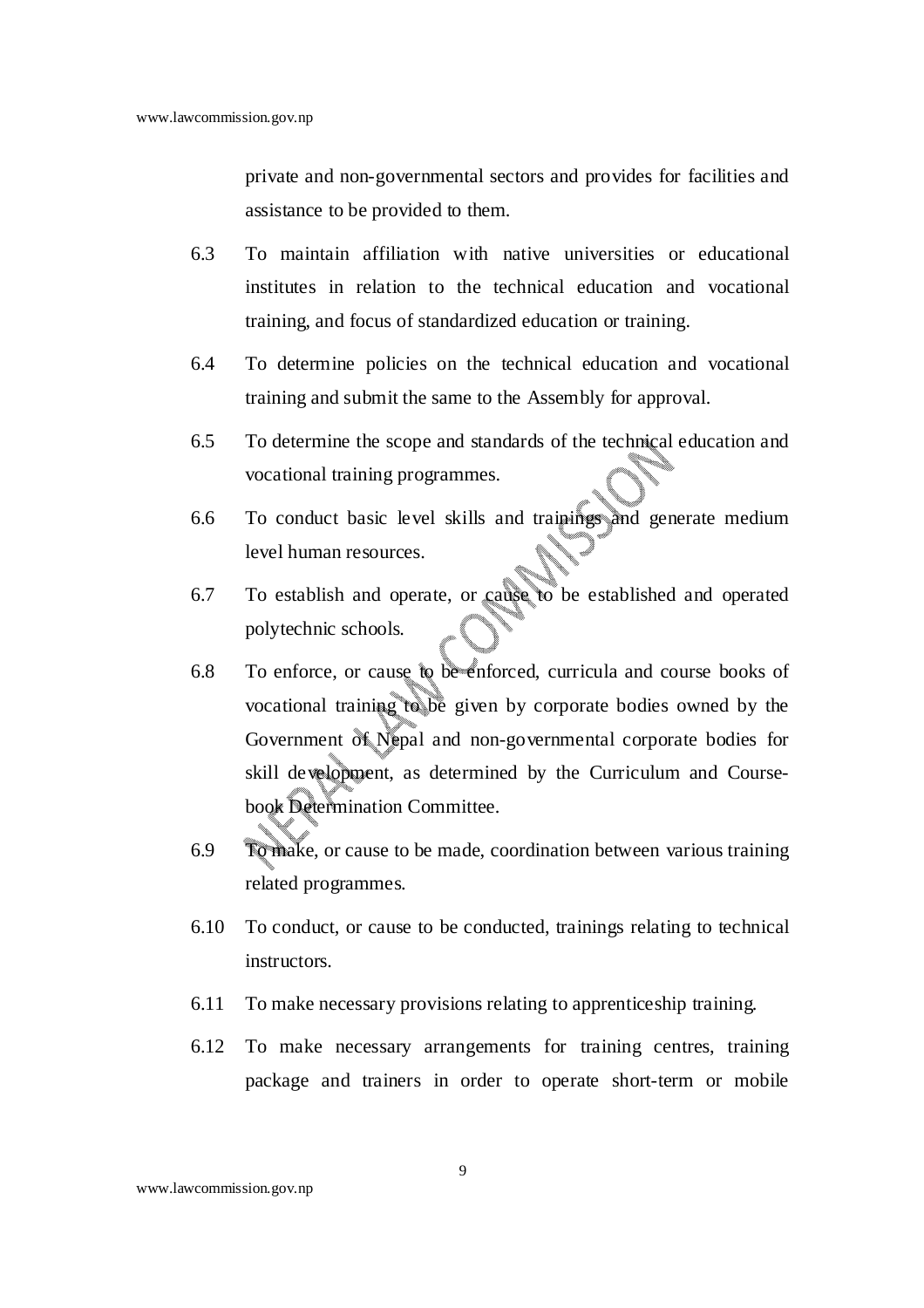private and non-governmental sectors and provides for facilities and assistance to be provided to them.

6.3 To maintain affiliation with native universities or educational institutes in relation to the technical education and vocational training, and focus of standardized education or training.

6.4 To determine policies on the technical education and vocational training and submit the same to the Assembly for approval.

6.5 To determine the scope and standards of the technical education and vocational training programmes.

6.6 To conduct basic level skills and trainings and generate medium level human resources.

6.7 To establish and operate, or cause to be established and operated polytechnic schools.

6.8 To enforce, or cause to be enforced, curricula and course books of vocational training to be given by corporate bodies owned by the Government of Nepal and non-governmental corporate bodies for skill development, as determined by the Curriculum and Course-book Determination Committee.

6.9 To make, or cause to be made, coordination between various training related programmes.

6.10 To conduct, or cause to be conducted, trainings relating to technical instructors.

6.11 To make necessary provisions relating to apprenticeship training.

6.12 To make necessary arrangements for training centres, training package and trainers in order to operate short-term or mobile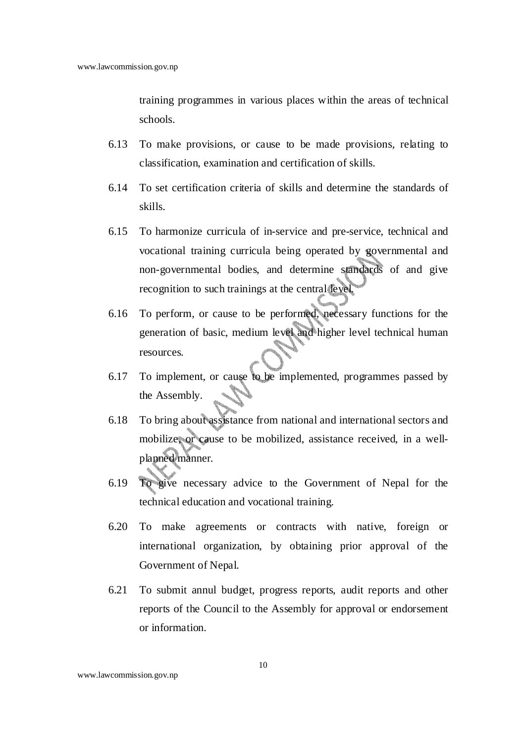training programmes in various places within the areas of technical schools.

6.13 To make provisions, or cause to be made provisions, relating to classification, examination and certification of skills.

6.14 To set certification criteria of skills and determine the standards of skills.

6.15 To harmonize curricula of in-service and pre-service, technical and vocational training curricula being operated by governmental and non-governmental bodies, and determine standards of and give recognition to such trainings at the central level.

6.16 To perform, or cause to be performed, necessary functions for the generation of basic, medium level and higher level technical human resources.

6.17 To implement, or cause to be implemented, programmes passed by the Assembly.

6.18 To bring about assistance from national and international sectors and mobilize, or cause to be mobilized, assistance received, in a well-planned manner.

6.19 To give necessary advice to the Government of Nepal for the technical education and vocational training.

6.20 To make agreements or contracts with native, foreign or international organization, by obtaining prior approval of the Government of Nepal.

6.21 To submit annul budget, progress reports, audit reports and other reports of the Council to the Assembly for approval or endorsement or information.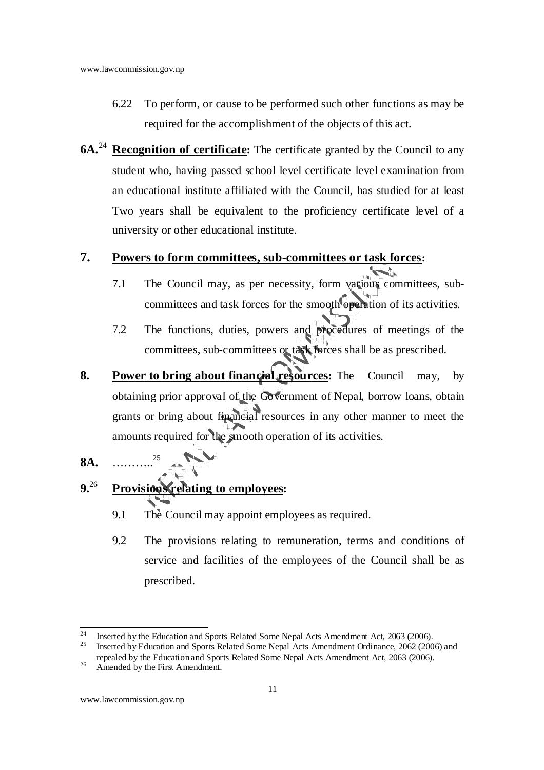6.22 To perform, or cause to be performed such other functions as may be required for the accomplishment of the objects of this act.

**6A.**[24] **Recognition of certificate:** The certificate granted by the Council to any student who, having passed school level certificate level examination from an educational institute affiliated with the Council, has studied for at least Two years shall be equivalent to the proficiency certificate level of a university or other educational institute.

**7. Powers to form committees, sub-committees or task forces:**

7.1 The Council may, as per necessity, form various committees, sub-committees and task forces for the smooth operation of its activities.

7.2 The functions, duties, powers and procedures of meetings of the committees, sub-committees or task forces shall be as prescribed.

**8. Power to bring about financial resources:** The Council may, by obtaining prior approval of the Government of Nepal, borrow loans, obtain grants or bring about financial resources in any other manner to meet the amounts required for the smooth operation of its activities.

**8A.** ………..[25]

**9.**[26] **Provisions relating to employees:**

9.1 The Council may appoint employees as required.

9.2 The provisions relating to remuneration, terms and conditions of service and facilities of the employees of the Council shall be as prescribed.

---

[24] Inserted by the Education and Sports Related Some Nepal Acts Amendment Act, 2063 (2006).

[25] Inserted by Education and Sports Related Some Nepal Acts Amendment Ordinance, 2062 (2006) and repealed by the Education and Sports Related Some Nepal Acts Amendment Act, 2063 (2006).

[26] Amended by the First Amendment.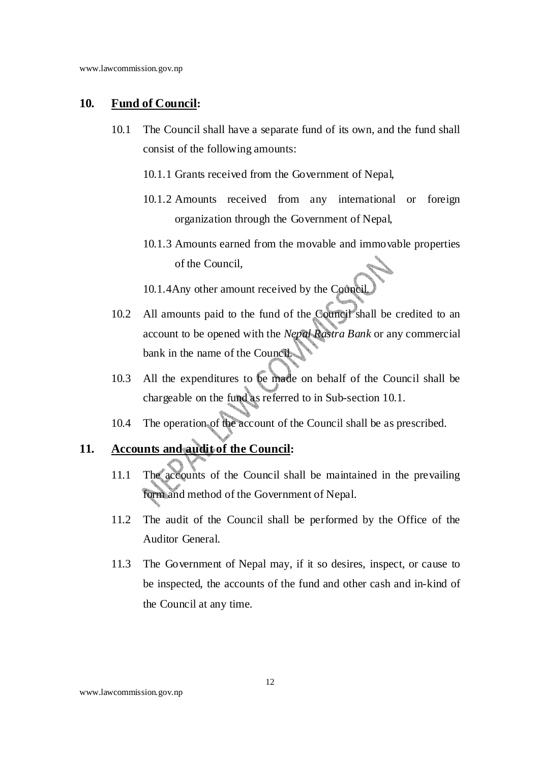## 10. **Fund of Council:**

10.1 The Council shall have a separate fund of its own, and the fund shall consist of the following amounts:

10.1.1 Grants received from the Government of Nepal,

10.1.2 Amounts received from any international or foreign organization through the Government of Nepal,

10.1.3 Amounts earned from the movable and immovable properties of the Council,

10.1.4Any other amount received by the Council.

10.2 All amounts paid to the fund of the Council shall be credited to an account to be opened with the *Nepal Rastra Bank* or any commercial bank in the name of the Council.

10.3 All the expenditures to be made on behalf of the Council shall be chargeable on the fund as referred to in Sub-section 10.1.

10.4 The operation of the account of the Council shall be as prescribed.

## 11. **Accounts and audit of the Council:**

11.1 The accounts of the Council shall be maintained in the prevailing form and method of the Government of Nepal.

11.2 The audit of the Council shall be performed by the Office of the Auditor General.

11.3 The Government of Nepal may, if it so desires, inspect, or cause to be inspected, the accounts of the fund and other cash and in-kind of the Council at any time.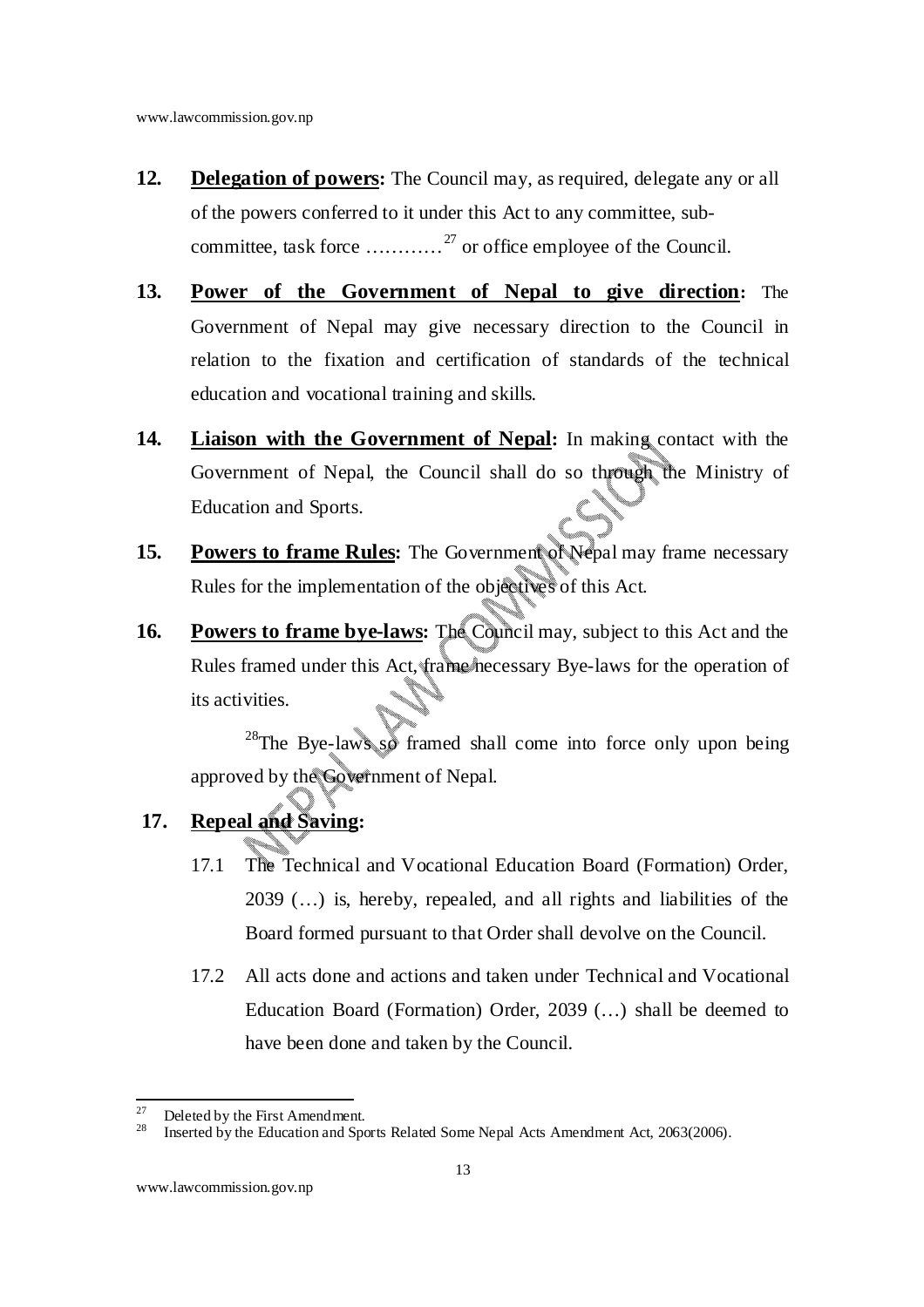**12.** **Delegation of powers:** The Council may, as required, delegate any or all of the powers conferred to it under this Act to any committee, sub-committee, task force …………[27] or office employee of the Council.

**13.** **Power of the Government of Nepal to give direction:** The Government of Nepal may give necessary direction to the Council in relation to the fixation and certification of standards of the technical education and vocational training and skills.

**14.** **Liaison with the Government of Nepal:** In making contact with the Government of Nepal, the Council shall do so through the Ministry of Education and Sports.

**15.** **Powers to frame Rules:** The Government of Nepal may frame necessary Rules for the implementation of the objectives of this Act.

**16.** **Powers to frame bye-laws:** The Council may, subject to this Act and the Rules framed under this Act, frame necessary Bye-laws for the operation of its activities.

[28]The Bye-laws so framed shall come into force only upon being approved by the Government of Nepal.

**17.** **Repeal and Saving:**

17.1 The Technical and Vocational Education Board (Formation) Order, 2039 (…) is, hereby, repealed, and all rights and liabilities of the Board formed pursuant to that Order shall devolve on the Council.

17.2 All acts done and actions and taken under Technical and Vocational Education Board (Formation) Order, 2039 (…) shall be deemed to have been done and taken by the Council.

---

[27] Deleted by the First Amendment.

[28] Inserted by the Education and Sports Related Some Nepal Acts Amendment Act, 2063(2006).